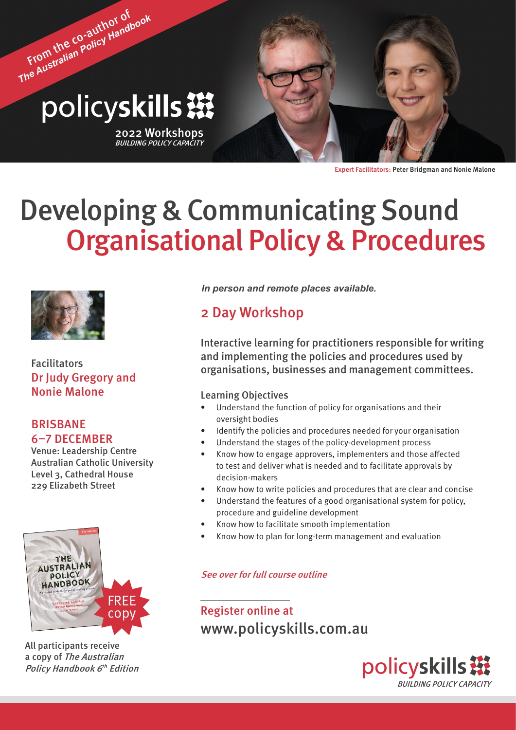From the co-author of *The Australian Policy Handbook*

policy**skills**

2022 Workshops
*BUILDING POLICY CAPACITY*

Expert Facilitators: Peter Bridgman and Nonie Malone

# Developing & Communicating Sound Organisational Policy & Procedures

Facilitators
Dr Judy Gregory and Nonie Malone

## BRISBANE 6–7 DECEMBER

Venue: Leadership Centre
Australian Catholic University
Level 3, Cathedral House
229 Elizabeth Street

All participants receive a copy of *The Australian Policy Handbook 6th Edition*

FREE copy

***In person and remote places available.***

## 2 Day Workshop

Interactive learning for practitioners responsible for writing and implementing the policies and procedures used by organisations, businesses and management committees.

### Learning Objectives

- Understand the function of policy for organisations and their oversight bodies
- Identify the policies and procedures needed for your organisation
- Understand the stages of the policy-development process
- Know how to engage approvers, implementers and those affected to test and deliver what is needed and to facilitate approvals by decision-makers
- Know how to write policies and procedures that are clear and concise
- Understand the features of a good organisational system for policy, procedure and guideline development
- Know how to facilitate smooth implementation
- Know how to plan for long-term management and evaluation

*See over for full course outline*

Register online at
www.policyskills.com.au

policy**skills**
*BUILDING POLICY CAPACITY*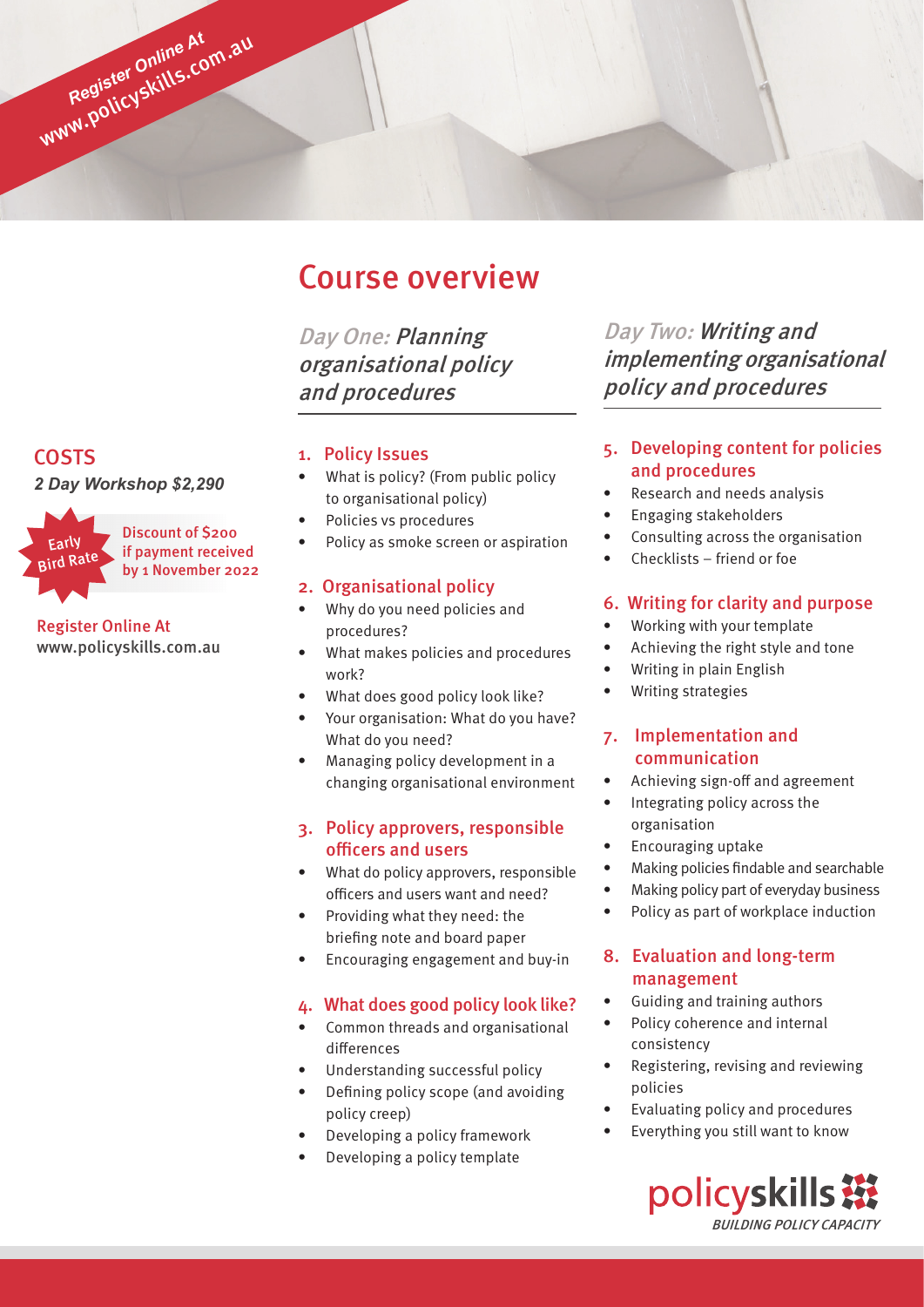Register Online At
www.policyskills.com.au

# Course overview

## COSTS

***2 Day Workshop $2,290***

Early Bird Rate

Discount of $200 if payment received by 1 November 2022

Register Online At
www.policyskills.com.au

## *Day One: Planning organisational policy and procedures*

### 1. Policy Issues

- What is policy? (From public policy to organisational policy)
- Policies vs procedures
- Policy as smoke screen or aspiration

### 2. Organisational policy

- Why do you need policies and procedures?
- What makes policies and procedures work?
- What does good policy look like?
- Your organisation: What do you have? What do you need?
- Managing policy development in a changing organisational environment

### 3. Policy approvers, responsible officers and users

- What do policy approvers, responsible officers and users want and need?
- Providing what they need: the briefing note and board paper
- Encouraging engagement and buy-in

### 4. What does good policy look like?

- Common threads and organisational differences
- Understanding successful policy
- Defining policy scope (and avoiding policy creep)
- Developing a policy framework
- Developing a policy template

## *Day Two: Writing and implementing organisational policy and procedures*

### 5. Developing content for policies and procedures

- Research and needs analysis
- Engaging stakeholders
- Consulting across the organisation
- Checklists – friend or foe

### 6. Writing for clarity and purpose

- Working with your template
- Achieving the right style and tone
- Writing in plain English
- Writing strategies

### 7. Implementation and communication

- Achieving sign-off and agreement
- Integrating policy across the organisation
- Encouraging uptake
- Making policies findable and searchable
- Making policy part of everyday business
- Policy as part of workplace induction

### 8. Evaluation and long-term management

- Guiding and training authors
- Policy coherence and internal consistency
- Registering, revising and reviewing policies
- Evaluating policy and procedures
- Everything you still want to know

policyskills
*BUILDING POLICY CAPACITY*